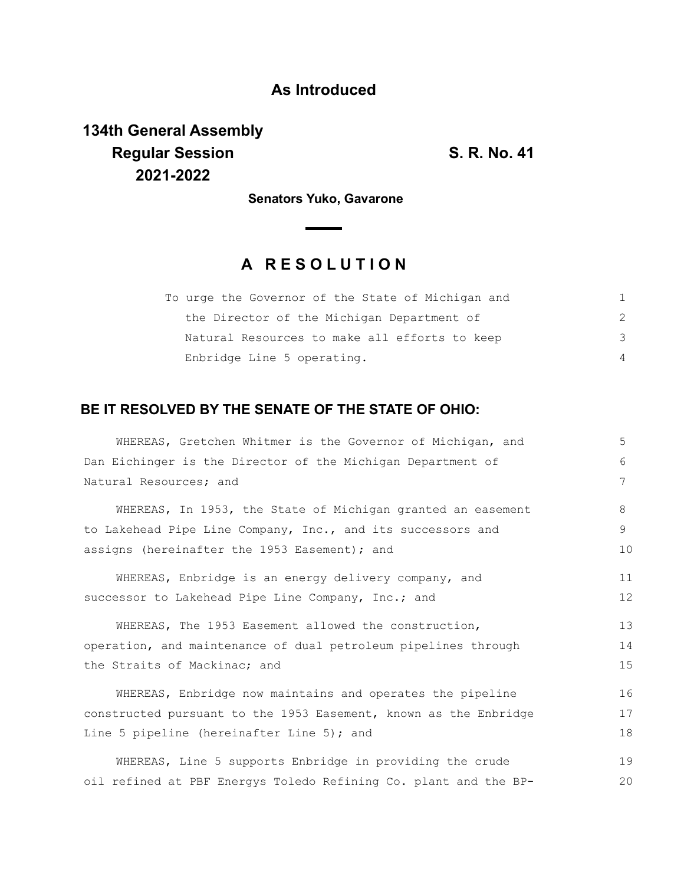**As Introduced**

**134th General Assembly**
**Regular Session**
**2021-2022**

**S. R. No. 41**

**Senators Yuko, Gavarone**

# A RESOLUTION

To urge the Governor of the State of Michigan and the Director of the Michigan Department of Natural Resources to make all efforts to keep Enbridge Line 5 operating.

**BE IT RESOLVED BY THE SENATE OF THE STATE OF OHIO:**

WHEREAS, Gretchen Whitmer is the Governor of Michigan, and Dan Eichinger is the Director of the Michigan Department of Natural Resources; and

WHEREAS, In 1953, the State of Michigan granted an easement to Lakehead Pipe Line Company, Inc., and its successors and assigns (hereinafter the 1953 Easement); and

WHEREAS, Enbridge is an energy delivery company, and successor to Lakehead Pipe Line Company, Inc.; and

WHEREAS, The 1953 Easement allowed the construction, operation, and maintenance of dual petroleum pipelines through the Straits of Mackinac; and

WHEREAS, Enbridge now maintains and operates the pipeline constructed pursuant to the 1953 Easement, known as the Enbridge Line 5 pipeline (hereinafter Line 5); and

WHEREAS, Line 5 supports Enbridge in providing the crude oil refined at PBF Energys Toledo Refining Co. plant and the BP-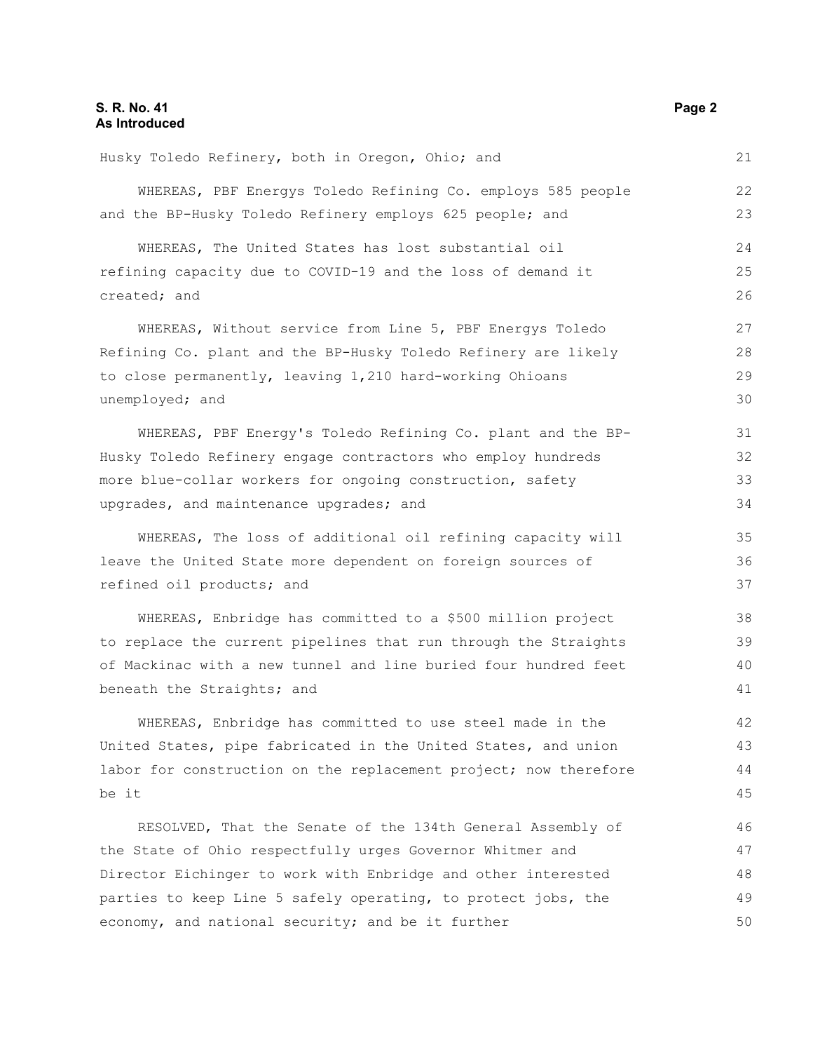Husky Toledo Refinery, both in Oregon, Ohio; and

WHEREAS, PBF Energys Toledo Refining Co. employs 585 people and the BP-Husky Toledo Refinery employs 625 people; and

WHEREAS, The United States has lost substantial oil refining capacity due to COVID-19 and the loss of demand it created; and

WHEREAS, Without service from Line 5, PBF Energys Toledo Refining Co. plant and the BP-Husky Toledo Refinery are likely to close permanently, leaving 1,210 hard-working Ohioans unemployed; and

WHEREAS, PBF Energy's Toledo Refining Co. plant and the BP-Husky Toledo Refinery engage contractors who employ hundreds more blue-collar workers for ongoing construction, safety upgrades, and maintenance upgrades; and

WHEREAS, The loss of additional oil refining capacity will leave the United State more dependent on foreign sources of refined oil products; and

WHEREAS, Enbridge has committed to a $500 million project to replace the current pipelines that run through the Straights of Mackinac with a new tunnel and line buried four hundred feet beneath the Straights; and

WHEREAS, Enbridge has committed to use steel made in the United States, pipe fabricated in the United States, and union labor for construction on the replacement project; now therefore be it

RESOLVED, That the Senate of the 134th General Assembly of the State of Ohio respectfully urges Governor Whitmer and Director Eichinger to work with Enbridge and other interested parties to keep Line 5 safely operating, to protect jobs, the economy, and national security; and be it further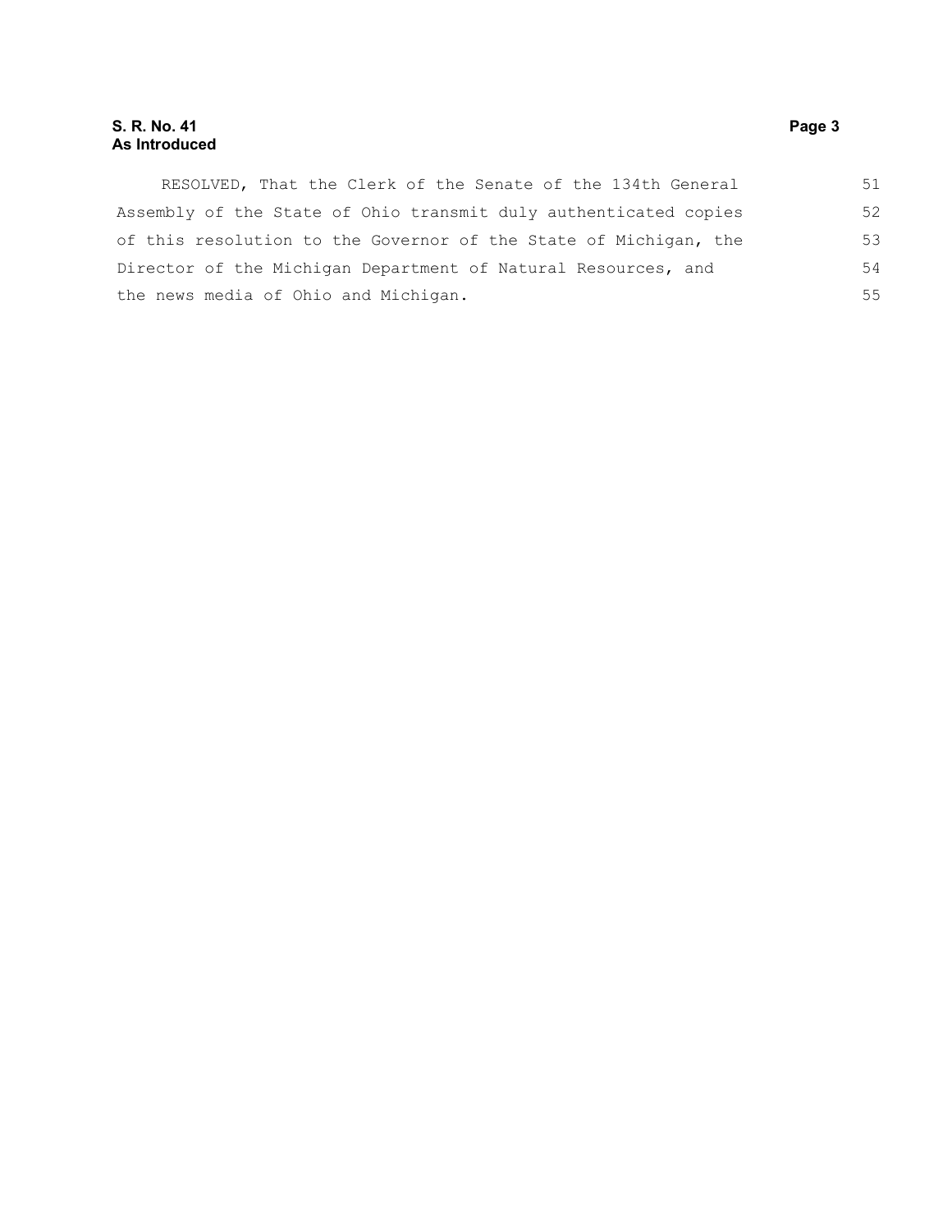RESOLVED, That the Clerk of the Senate of the 134th General Assembly of the State of Ohio transmit duly authenticated copies of this resolution to the Governor of the State of Michigan, the Director of the Michigan Department of Natural Resources, and the news media of Ohio and Michigan.